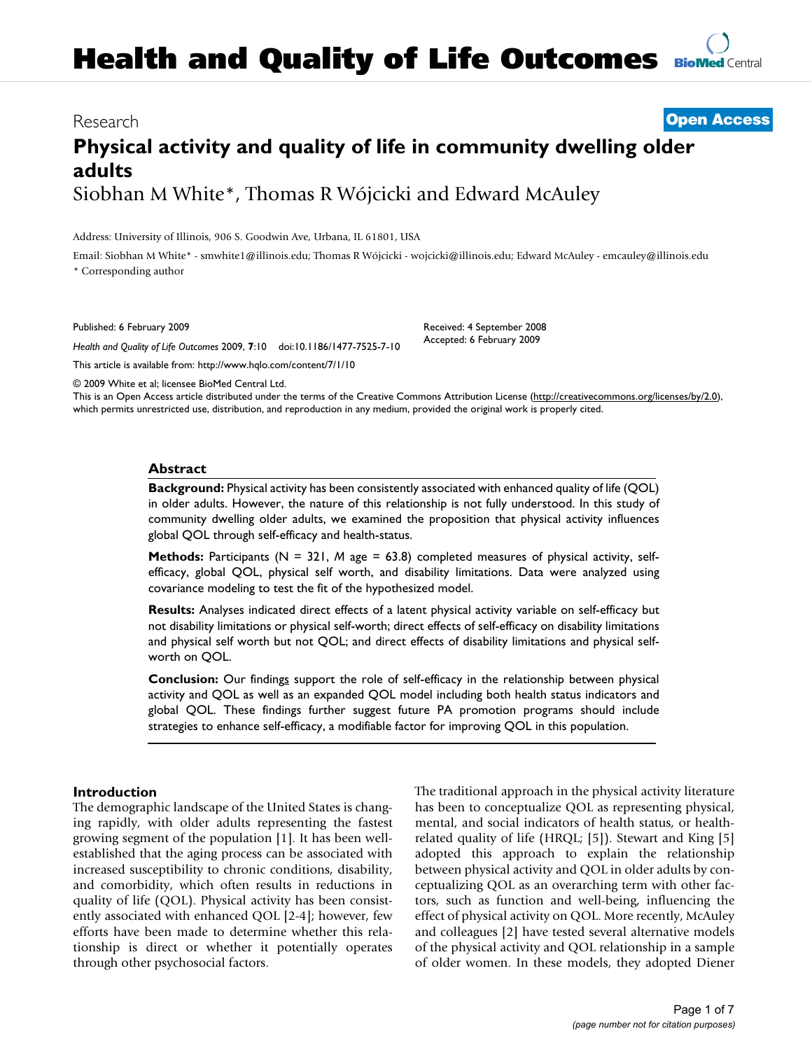# Health and Quality of Life Outcomes

Research **Open Access**

# Physical activity and quality of life in community dwelling older adults

Siobhan M White*, Thomas R Wójcicki and Edward McAuley

Address: University of Illinois, 906 S. Goodwin Ave, Urbana, IL 61801, USA

Email: Siobhan M White* - smwhite1@illinois.edu; Thomas R Wójcicki - wojcicki@illinois.edu; Edward McAuley - emcauley@illinois.edu

* Corresponding author

Published: 6 February 2009

*Health and Quality of Life Outcomes* 2009, **7**:10 doi:10.1186/1477-7525-7-10

Received: 4 September 2008
Accepted: 6 February 2009

This article is available from: http://www.hqlo.com/content/7/1/10

© 2009 White et al; licensee BioMed Central Ltd.
This is an Open Access article distributed under the terms of the Creative Commons Attribution License (http://creativecommons.org/licenses/by/2.0), which permits unrestricted use, distribution, and reproduction in any medium, provided the original work is properly cited.

## Abstract

**Background:** Physical activity has been consistently associated with enhanced quality of life (QOL) in older adults. However, the nature of this relationship is not fully understood. In this study of community dwelling older adults, we examined the proposition that physical activity influences global QOL through self-efficacy and health-status.

**Methods:** Participants (N = 321, *M* age = 63.8) completed measures of physical activity, self-efficacy, global QOL, physical self worth, and disability limitations. Data were analyzed using covariance modeling to test the fit of the hypothesized model.

**Results:** Analyses indicated direct effects of a latent physical activity variable on self-efficacy but not disability limitations or physical self-worth; direct effects of self-efficacy on disability limitations and physical self worth but not QOL; and direct effects of disability limitations and physical self-worth on QOL.

**Conclusion:** Our findings support the role of self-efficacy in the relationship between physical activity and QOL as well as an expanded QOL model including both health status indicators and global QOL. These findings further suggest future PA promotion programs should include strategies to enhance self-efficacy, a modifiable factor for improving QOL in this population.

## Introduction

The demographic landscape of the United States is changing rapidly, with older adults representing the fastest growing segment of the population [1]. It has been well-established that the aging process can be associated with increased susceptibility to chronic conditions, disability, and comorbidity, which often results in reductions in quality of life (QOL). Physical activity has been consistently associated with enhanced QOL [2-4]; however, few efforts have been made to determine whether this relationship is direct or whether it potentially operates through other psychosocial factors.

The traditional approach in the physical activity literature has been to conceptualize QOL as representing physical, mental, and social indicators of health status, or health-related quality of life (HRQL; [5]). Stewart and King [5] adopted this approach to explain the relationship between physical activity and QOL in older adults by conceptualizing QOL as an overarching term with other factors, such as function and well-being, influencing the effect of physical activity on QOL. More recently, McAuley and colleagues [2] have tested several alternative models of the physical activity and QOL relationship in a sample of older women. In these models, they adopted Diener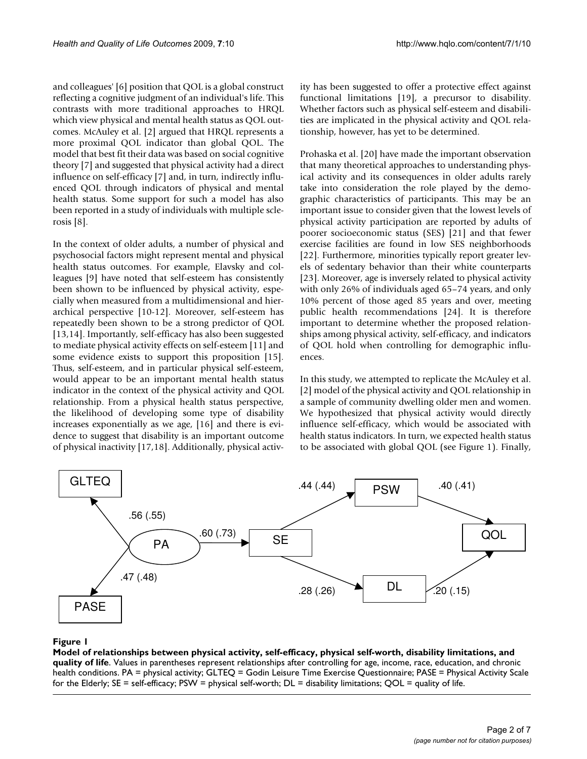and colleagues' [6] position that QOL is a global construct reflecting a cognitive judgment of an individual's life. This contrasts with more traditional approaches to HRQL which view physical and mental health status as QOL outcomes. McAuley et al. [2] argued that HRQL represents a more proximal QOL indicator than global QOL. The model that best fit their data was based on social cognitive theory [7] and suggested that physical activity had a direct influence on self-efficacy [7] and, in turn, indirectly influenced QOL through indicators of physical and mental health status. Some support for such a model has also been reported in a study of individuals with multiple sclerosis [8].

In the context of older adults, a number of physical and psychosocial factors might represent mental and physical health status outcomes. For example, Elavsky and colleagues [9] have noted that self-esteem has consistently been shown to be influenced by physical activity, especially when measured from a multidimensional and hierarchical perspective [10-12]. Moreover, self-esteem has repeatedly been shown to be a strong predictor of QOL [13,14]. Importantly, self-efficacy has also been suggested to mediate physical activity effects on self-esteem [11] and some evidence exists to support this proposition [15]. Thus, self-esteem, and in particular physical self-esteem, would appear to be an important mental health status indicator in the context of the physical activity and QOL relationship. From a physical health status perspective, the likelihood of developing some type of disability increases exponentially as we age, [16] and there is evidence to suggest that disability is an important outcome of physical inactivity [17,18]. Additionally, physical activity has been suggested to offer a protective effect against functional limitations [19], a precursor to disability. Whether factors such as physical self-esteem and disabilities are implicated in the physical activity and QOL relationship, however, has yet to be determined.

Prohaska et al. [20] have made the important observation that many theoretical approaches to understanding physical activity and its consequences in older adults rarely take into consideration the role played by the demographic characteristics of participants. This may be an important issue to consider given that the lowest levels of physical activity participation are reported by adults of poorer socioeconomic status (SES) [21] and that fewer exercise facilities are found in low SES neighborhoods [22]. Furthermore, minorities typically report greater levels of sedentary behavior than their white counterparts [23]. Moreover, age is inversely related to physical activity with only 26% of individuals aged 65–74 years, and only 10% percent of those aged 85 years and over, meeting public health recommendations [24]. It is therefore important to determine whether the proposed relationships among physical activity, self-efficacy, and indicators of QOL hold when controlling for demographic influences.

In this study, we attempted to replicate the McAuley et al. [2] model of the physical activity and QOL relationship in a sample of community dwelling older men and women. We hypothesized that physical activity would directly influence self-efficacy, which would be associated with health status indicators. In turn, we expected health status to be associated with global QOL (see Figure 1). Finally,

GLTEQ
.56 (.55)
PA
.47 (.48)
PASE
.60 (.73)
SE
.44 (.44)
PSW
.40 (.41)
QOL
.28 (.26)
DL
.20 (.15)

**Figure 1**

**Model of relationships between physical activity, self-efficacy, physical self-worth, disability limitations, and quality of life**. Values in parentheses represent relationships after controlling for age, income, race, education, and chronic health conditions. PA = physical activity; GLTEQ = Godin Leisure Time Exercise Questionnaire; PASE = Physical Activity Scale for the Elderly; SE = self-efficacy; PSW = physical self-worth; DL = disability limitations; QOL = quality of life.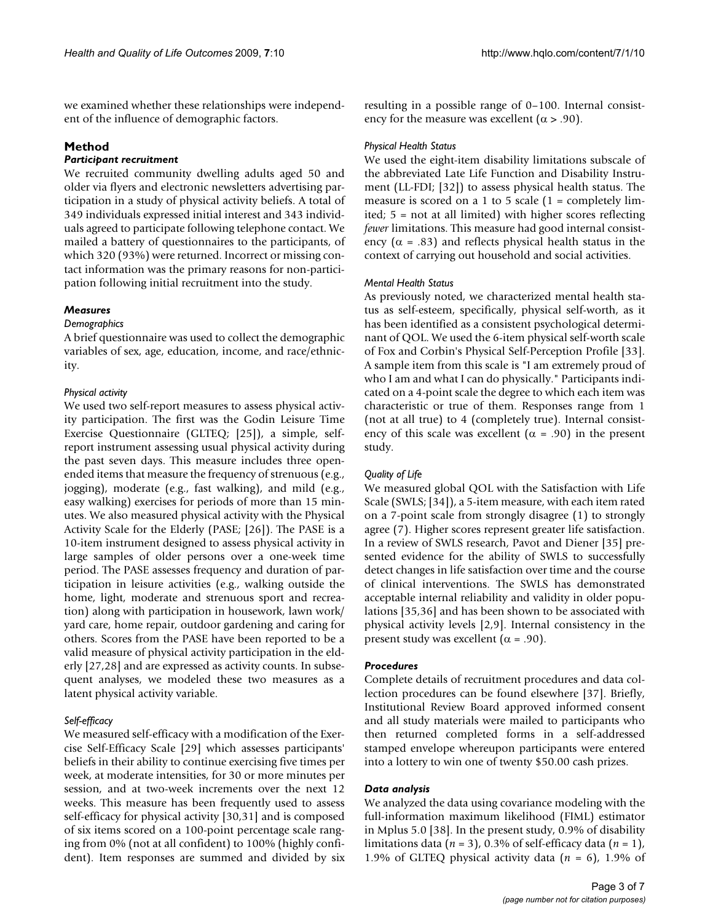we examined whether these relationships were independent of the influence of demographic factors.

## Method

### *Participant recruitment*

We recruited community dwelling adults aged 50 and older via flyers and electronic newsletters advertising participation in a study of physical activity beliefs. A total of 349 individuals expressed initial interest and 343 individuals agreed to participate following telephone contact. We mailed a battery of questionnaires to the participants, of which 320 (93%) were returned. Incorrect or missing contact information was the primary reasons for non-participation following initial recruitment into the study.

### *Measures*

#### *Demographics*

A brief questionnaire was used to collect the demographic variables of sex, age, education, income, and race/ethnicity.

#### *Physical activity*

We used two self-report measures to assess physical activity participation. The first was the Godin Leisure Time Exercise Questionnaire (GLTEQ; [25]), a simple, self-report instrument assessing usual physical activity during the past seven days. This measure includes three open-ended items that measure the frequency of strenuous (e.g., jogging), moderate (e.g., fast walking), and mild (e.g., easy walking) exercises for periods of more than 15 minutes. We also measured physical activity with the Physical Activity Scale for the Elderly (PASE; [26]). The PASE is a 10-item instrument designed to assess physical activity in large samples of older persons over a one-week time period. The PASE assesses frequency and duration of participation in leisure activities (e.g., walking outside the home, light, moderate and strenuous sport and recreation) along with participation in housework, lawn work/yard care, home repair, outdoor gardening and caring for others. Scores from the PASE have been reported to be a valid measure of physical activity participation in the elderly [27,28] and are expressed as activity counts. In subsequent analyses, we modeled these two measures as a latent physical activity variable.

#### *Self-efficacy*

We measured self-efficacy with a modification of the Exercise Self-Efficacy Scale [29] which assesses participants' beliefs in their ability to continue exercising five times per week, at moderate intensities, for 30 or more minutes per session, and at two-week increments over the next 12 weeks. This measure has been frequently used to assess self-efficacy for physical activity [30,31] and is composed of six items scored on a 100-point percentage scale ranging from 0% (not at all confident) to 100% (highly confident). Item responses are summed and divided by six resulting in a possible range of 0–100. Internal consistency for the measure was excellent ($\alpha > .90$).

#### *Physical Health Status*

We used the eight-item disability limitations subscale of the abbreviated Late Life Function and Disability Instrument (LL-FDI; [32]) to assess physical health status. The measure is scored on a 1 to 5 scale (1 = completely limited; 5 = not at all limited) with higher scores reflecting *fewer* limitations. This measure had good internal consistency ($\alpha = .83$) and reflects physical health status in the context of carrying out household and social activities.

#### *Mental Health Status*

As previously noted, we characterized mental health status as self-esteem, specifically, physical self-worth, as it has been identified as a consistent psychological determinant of QOL. We used the 6-item physical self-worth scale of Fox and Corbin's Physical Self-Perception Profile [33]. A sample item from this scale is "I am extremely proud of who I am and what I can do physically." Participants indicated on a 4-point scale the degree to which each item was characteristic or true of them. Responses range from 1 (not at all true) to 4 (completely true). Internal consistency of this scale was excellent ($\alpha = .90$) in the present study.

#### *Quality of Life*

We measured global QOL with the Satisfaction with Life Scale (SWLS; [34]), a 5-item measure, with each item rated on a 7-point scale from strongly disagree (1) to strongly agree (7). Higher scores represent greater life satisfaction. In a review of SWLS research, Pavot and Diener [35] presented evidence for the ability of SWLS to successfully detect changes in life satisfaction over time and the course of clinical interventions. The SWLS has demonstrated acceptable internal reliability and validity in older populations [35,36] and has been shown to be associated with physical activity levels [2,9]. Internal consistency in the present study was excellent ($\alpha = .90$).

### *Procedures*

Complete details of recruitment procedures and data collection procedures can be found elsewhere [37]. Briefly, Institutional Review Board approved informed consent and all study materials were mailed to participants who then returned completed forms in a self-addressed stamped envelope whereupon participants were entered into a lottery to win one of twenty $50.00 cash prizes.

### *Data analysis*

We analyzed the data using covariance modeling with the full-information maximum likelihood (FIML) estimator in Mplus 5.0 [38]. In the present study, 0.9% of disability limitations data ($n = 3$), 0.3% of self-efficacy data ($n = 1$), 1.9% of GLTEQ physical activity data ($n = 6$), 1.9% of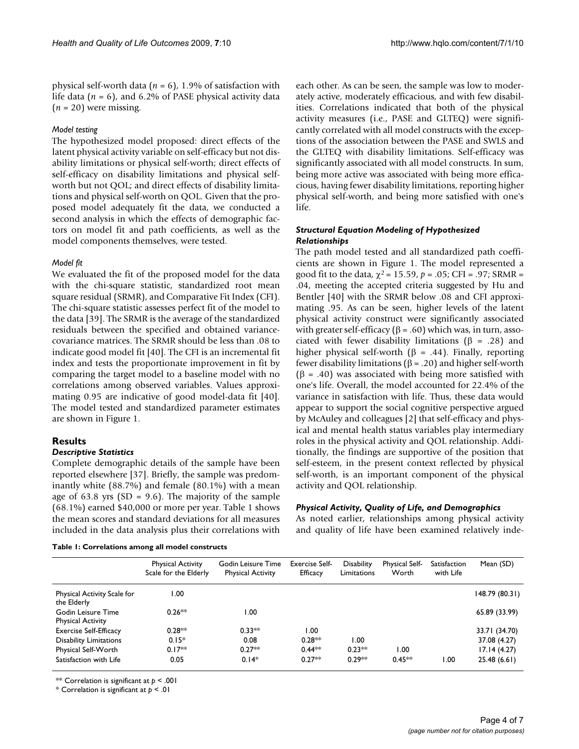physical self-worth data ($n = 6$), 1.9% of satisfaction with life data ($n = 6$), and 6.2% of PASE physical activity data ($n = 20$) were missing.

#### *Model testing*

The hypothesized model proposed: direct effects of the latent physical activity variable on self-efficacy but not disability limitations or physical self-worth; direct effects of self-efficacy on disability limitations and physical self-worth but not QOL; and direct effects of disability limitations and physical self-worth on QOL. Given that the proposed model adequately fit the data, we conducted a second analysis in which the effects of demographic factors on model fit and path coefficients, as well as the model components themselves, were tested.

#### *Model fit*

We evaluated the fit of the proposed model for the data with the chi-square statistic, standardized root mean square residual (SRMR), and Comparative Fit Index (CFI). The chi-square statistic assesses perfect fit of the model to the data [39]. The SRMR is the average of the standardized residuals between the specified and obtained variance-covariance matrices. The SRMR should be less than .08 to indicate good model fit [40]. The CFI is an incremental fit index and tests the proportionate improvement in fit by comparing the target model to a baseline model with no correlations among observed variables. Values approximating 0.95 are indicative of good model-data fit [40]. The model tested and standardized parameter estimates are shown in Figure 1.

## Results

### *Descriptive Statistics*

Complete demographic details of the sample have been reported elsewhere [37]. Briefly, the sample was predominantly white (88.7%) and female (80.1%) with a mean age of 63.8 yrs (SD = 9.6). The majority of the sample (68.1%) earned $40,000 or more per year. Table 1 shows the mean scores and standard deviations for all measures included in the data analysis plus their correlations with each other. As can be seen, the sample was low to moderately active, moderately efficacious, and with few disabilities. Correlations indicated that both of the physical activity measures (i.e., PASE and GLTEQ) were significantly correlated with all model constructs with the exceptions of the association between the PASE and SWLS and the GLTEQ with disability limitations. Self-efficacy was significantly associated with all model constructs. In sum, being more active was associated with being more efficacious, having fewer disability limitations, reporting higher physical self-worth, and being more satisfied with one's life.

### *Structural Equation Modeling of Hypothesized Relationships*

The path model tested and all standardized path coefficients are shown in Figure 1. The model represented a good fit to the data, $\chi^2 = 15.59$, $p = .05$; CFI = .97; SRMR = .04, meeting the accepted criteria suggested by Hu and Bentler [40] with the SRMR below .08 and CFI approximating .95. As can be seen, higher levels of the latent physical activity construct were significantly associated with greater self-efficacy ($\beta = .60$) which was, in turn, associated with fewer disability limitations ($\beta = .28$) and higher physical self-worth ($\beta = .44$). Finally, reporting fewer disability limitations ($\beta = .20$) and higher self-worth ($\beta = .40$) was associated with being more satisfied with one's life. Overall, the model accounted for 22.4% of the variance in satisfaction with life. Thus, these data would appear to support the social cognitive perspective argued by McAuley and colleagues [2] that self-efficacy and physical and mental health status variables play intermediary roles in the physical activity and QOL relationship. Additionally, the findings are supportive of the position that self-esteem, in the present context reflected by physical self-worth, is an important component of the physical activity and QOL relationship.

### *Physical Activity, Quality of Life, and Demographics*

As noted earlier, relationships among physical activity and quality of life have been examined relatively inde-

**Table 1: Correlations among all model constructs**

| | Physical Activity Scale for the Elderly | Godin Leisure Time Physical Activity | Exercise Self-Efficacy | Disability Limitations | Physical Self-Worth | Satisfaction with Life | Mean (SD) |
|---|---|---|---|---|---|---|---|
| Physical Activity Scale for the Elderly | 1.00 | | | | | | 148.79 (80.31) |
| Godin Leisure Time Physical Activity | 0.26** | 1.00 | | | | | 65.89 (33.99) |
| Exercise Self-Efficacy | 0.28** | 0.33** | 1.00 | | | | 33.71 (34.70) |
| Disability Limitations | 0.15* | 0.08 | 0.28** | 1.00 | | | 37.08 (4.27) |
| Physical Self-Worth | 0.17** | 0.27** | 0.44** | 0.23** | 1.00 | | 17.14 (4.27) |
| Satisfaction with Life | 0.05 | 0.14* | 0.27** | 0.29** | 0.45** | 1.00 | 25.48 (6.61) |

** Correlation is significant at $p < .001$

* Correlation is significant at $p < .01$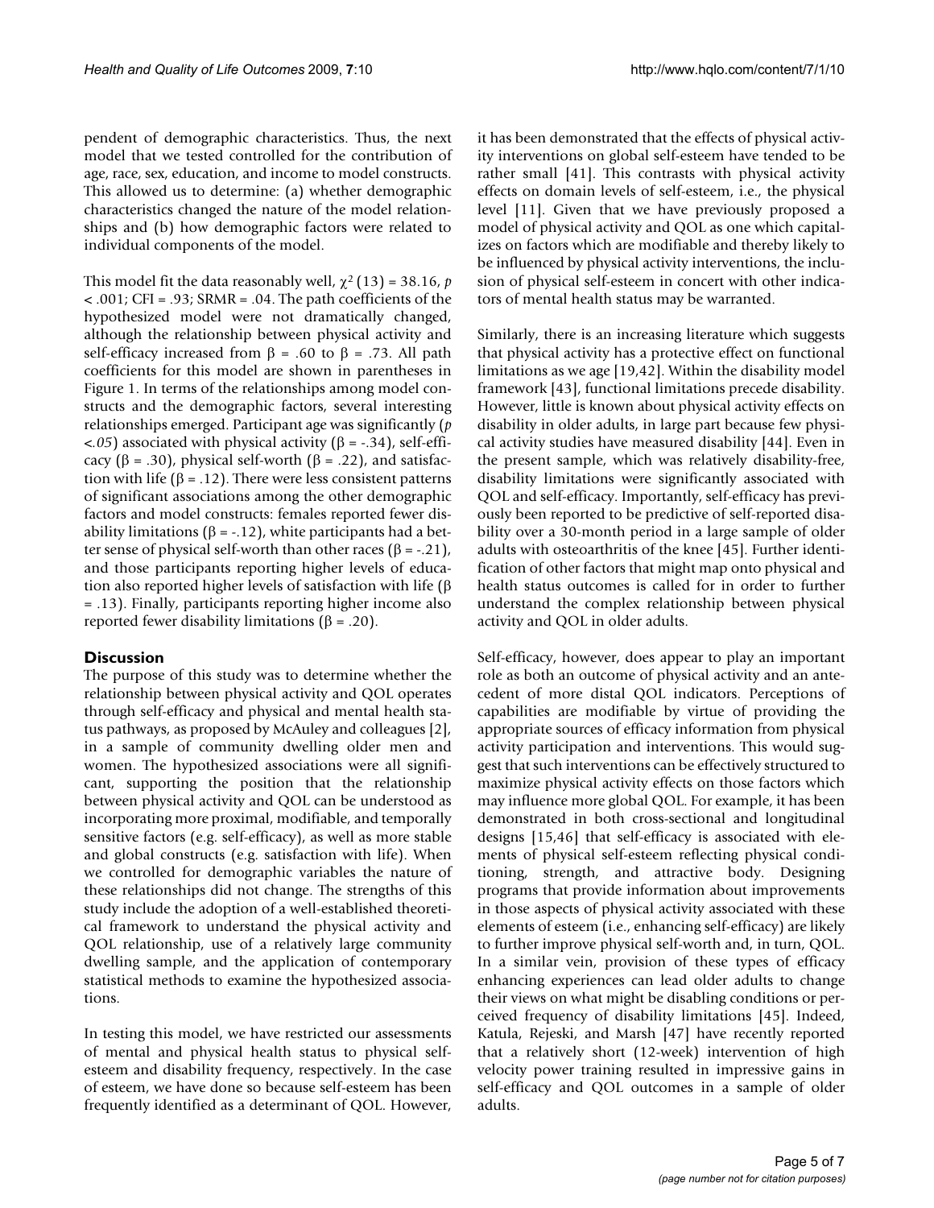pendent of demographic characteristics. Thus, the next model that we tested controlled for the contribution of age, race, sex, education, and income to model constructs. This allowed us to determine: (a) whether demographic characteristics changed the nature of the model relationships and (b) how demographic factors were related to individual components of the model.

This model fit the data reasonably well, $\chi^2$ (13) = 38.16, $p < .001$; CFI = .93; SRMR = .04. The path coefficients of the hypothesized model were not dramatically changed, although the relationship between physical activity and self-efficacy increased from $\beta$ = .60 to $\beta$ = .73. All path coefficients for this model are shown in parentheses in Figure 1. In terms of the relationships among model constructs and the demographic factors, several interesting relationships emerged. Participant age was significantly ($p < .05$) associated with physical activity ($\beta$ = -.34), self-efficacy ($\beta$ = .30), physical self-worth ($\beta$ = .22), and satisfaction with life ($\beta$ = .12). There were less consistent patterns of significant associations among the other demographic factors and model constructs: females reported fewer disability limitations ($\beta$ = -.12), white participants had a better sense of physical self-worth than other races ($\beta$ = -.21), and those participants reporting higher levels of education also reported higher levels of satisfaction with life ($\beta$ = .13). Finally, participants reporting higher income also reported fewer disability limitations ($\beta$ = .20).

## Discussion

The purpose of this study was to determine whether the relationship between physical activity and QOL operates through self-efficacy and physical and mental health status pathways, as proposed by McAuley and colleagues [2], in a sample of community dwelling older men and women. The hypothesized associations were all significant, supporting the position that the relationship between physical activity and QOL can be understood as incorporating more proximal, modifiable, and temporally sensitive factors (e.g. self-efficacy), as well as more stable and global constructs (e.g. satisfaction with life). When we controlled for demographic variables the nature of these relationships did not change. The strengths of this study include the adoption of a well-established theoretical framework to understand the physical activity and QOL relationship, use of a relatively large community dwelling sample, and the application of contemporary statistical methods to examine the hypothesized associations.

In testing this model, we have restricted our assessments of mental and physical health status to physical self-esteem and disability frequency, respectively. In the case of esteem, we have done so because self-esteem has been frequently identified as a determinant of QOL. However, it has been demonstrated that the effects of physical activity interventions on global self-esteem have tended to be rather small [41]. This contrasts with physical activity effects on domain levels of self-esteem, i.e., the physical level [11]. Given that we have previously proposed a model of physical activity and QOL as one which capitalizes on factors which are modifiable and thereby likely to be influenced by physical activity interventions, the inclusion of physical self-esteem in concert with other indicators of mental health status may be warranted.

Similarly, there is an increasing literature which suggests that physical activity has a protective effect on functional limitations as we age [19,42]. Within the disability model framework [43], functional limitations precede disability. However, little is known about physical activity effects on disability in older adults, in large part because few physical activity studies have measured disability [44]. Even in the present sample, which was relatively disability-free, disability limitations were significantly associated with QOL and self-efficacy. Importantly, self-efficacy has previously been reported to be predictive of self-reported disability over a 30-month period in a large sample of older adults with osteoarthritis of the knee [45]. Further identification of other factors that might map onto physical and health status outcomes is called for in order to further understand the complex relationship between physical activity and QOL in older adults.

Self-efficacy, however, does appear to play an important role as both an outcome of physical activity and an antecedent of more distal QOL indicators. Perceptions of capabilities are modifiable by virtue of providing the appropriate sources of efficacy information from physical activity participation and interventions. This would suggest that such interventions can be effectively structured to maximize physical activity effects on those factors which may influence more global QOL. For example, it has been demonstrated in both cross-sectional and longitudinal designs [15,46] that self-efficacy is associated with elements of physical self-esteem reflecting physical conditioning, strength, and attractive body. Designing programs that provide information about improvements in those aspects of physical activity associated with these elements of esteem (i.e., enhancing self-efficacy) are likely to further improve physical self-worth and, in turn, QOL. In a similar vein, provision of these types of efficacy enhancing experiences can lead older adults to change their views on what might be disabling conditions or perceived frequency of disability limitations [45]. Indeed, Katula, Rejeski, and Marsh [47] have recently reported that a relatively short (12-week) intervention of high velocity power training resulted in impressive gains in self-efficacy and QOL outcomes in a sample of older adults.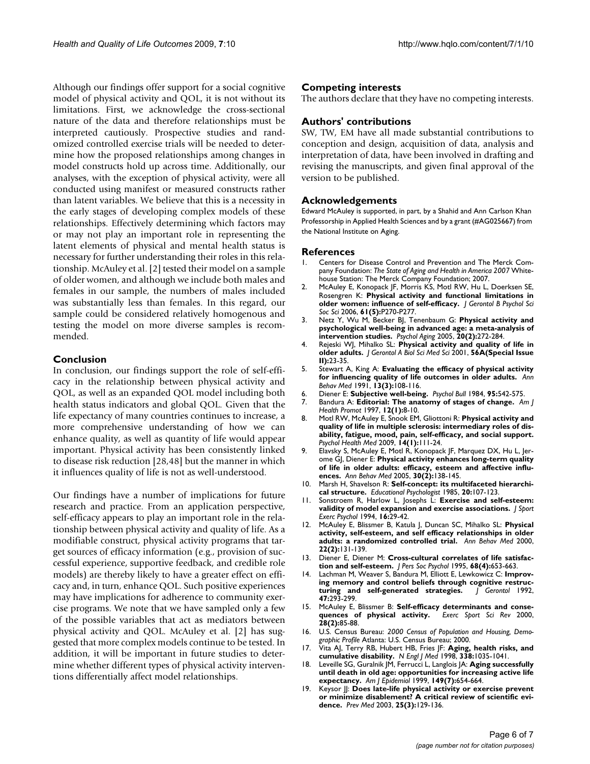Although our findings offer support for a social cognitive model of physical activity and QOL, it is not without its limitations. First, we acknowledge the cross-sectional nature of the data and therefore relationships must be interpreted cautiously. Prospective studies and randomized controlled exercise trials will be needed to determine how the proposed relationships among changes in model constructs hold up across time. Additionally, our analyses, with the exception of physical activity, were all conducted using manifest or measured constructs rather than latent variables. We believe that this is a necessity in the early stages of developing complex models of these relationships. Effectively determining which factors may or may not play an important role in representing the latent elements of physical and mental health status is necessary for further understanding their roles in this relationship. McAuley et al. [2] tested their model on a sample of older women, and although we include both males and females in our sample, the numbers of males included was substantially less than females. In this regard, our sample could be considered relatively homogenous and testing the model on more diverse samples is recommended.

## Conclusion

In conclusion, our findings support the role of self-efficacy in the relationship between physical activity and QOL, as well as an expanded QOL model including both health status indicators and global QOL. Given that the life expectancy of many countries continues to increase, a more comprehensive understanding of how we can enhance quality, as well as quantity of life would appear important. Physical activity has been consistently linked to disease risk reduction [28,48] but the manner in which it influences quality of life is not as well-understood.

Our findings have a number of implications for future research and practice. From an application perspective, self-efficacy appears to play an important role in the relationship between physical activity and quality of life. As a modifiable construct, physical activity programs that target sources of efficacy information (e.g., provision of successful experience, supportive feedback, and credible role models) are thereby likely to have a greater effect on efficacy and, in turn, enhance QOL. Such positive experiences may have implications for adherence to community exercise programs. We note that we have sampled only a few of the possible variables that act as mediators between physical activity and QOL. McAuley et al. [2] has suggested that more complex models continue to be tested. In addition, it will be important in future studies to determine whether different types of physical activity interventions differentially affect model relationships.

## Competing interests

The authors declare that they have no competing interests.

## Authors' contributions

SW, TW, EM have all made substantial contributions to conception and design, acquisition of data, analysis and interpretation of data, have been involved in drafting and revising the manuscripts, and given final approval of the version to be published.

## Acknowledgements

Edward McAuley is supported, in part, by a Shahid and Ann Carlson Khan Professorship in Applied Health Sciences and by a grant (#AG025667) from the National Institute on Aging.

## References

1. Centers for Disease Control and Prevention and The Merck Company Foundation: *The State of Aging and Health in America 2007* Whitehouse Station: The Merck Company Foundation; 2007.
2. McAuley E, Konopack JF, Morris KS, Motl RW, Hu L, Doerksen SE, Rosengren K: **Physical activity and functional limitations in older women: influence of self-efficacy.** *J Gerontol B Psychol Sci Soc Sci* 2006, **61(5):**P270-P277.
3. Netz Y, Wu M, Becker BJ, Tenenbaum G: **Physical activity and psychological well-being in advanced age: a meta-analysis of intervention studies.** *Psychol Aging* 2005, **20(2):**272-284.
4. Rejeski WJ, Mihalko SL: **Physical activity and quality of life in older adults.** *J Gerontol A Biol Sci Med Sci* 2001, **56A(Special Issue II):**23-35.
5. Stewart A, King A: **Evaluating the efficacy of physical activity for influencing quality of life outcomes in older adults.** *Ann Behav Med* 1991, **13(3):**108-116.
6. Diener E: **Subjective well-being.** *Psychol Bull* 1984, **95:**542-575.
7. Bandura A: **Editorial: The anatomy of stages of change.** *Am J Health Promot* 1997, **12(1):**8-10.
8. Motl RW, McAuley E, Snook EM, Gliottoni R: **Physical activity and quality of life in multiple sclerosis: intermediary roles of disability, fatigue, mood, pain, self-efficacy, and social support.** *Psychol Health Med* 2009, **14(1):**111-24.
9. Elavsky S, McAuley E, Motl R, Konopack JF, Marquez DX, Hu L, Jerome GJ, Diener E: **Physical activity enhances long-term quality of life in older adults: efficacy, esteem and affective influences.** *Ann Behav Med* 2005, **30(2):**138-145.
10. Marsh H, Shavelson R: **Self-concept: its multifaceted hierarchical structure.** *Educational Psychologist* 1985, **20:**107-123.
11. Sonstroem R, Harlow L, Josephs L: **Exercise and self-esteem: validity of model expansion and exercise associations.** *J Sport Exerc Psychol* 1994, **16:**29-42.
12. McAuley E, Blissmer B, Katula J, Duncan SC, Mihalko SL: **Physical activity, self-esteem, and self efficacy relationships in older adults: a randomized controlled trial.** *Ann Behav Med* 2000, **22(2):**131-139.
13. Diener E, Diener M: **Cross-cultural correlates of life satisfaction and self-esteem.** *J Pers Soc Psychol* 1995, **68(4):**653-663.
14. Lachman M, Weaver S, Bandura M, Elliott E, Lewkowicz C: **Improving memory and control beliefs through cognitive restructuring and self-generated strategies.** *J Gerontol* 1992, **47:**293-299.
15. McAuley E, Blissmer B: **Self-efficacy determinants and consequences of physical activity.** *Exerc Sport Sci Rev* 2000, **28(2):**85-88.
16. U.S. Census Bureau: *2000 Census of Population and Housing, Demographic Profile* Atlanta: U.S. Census Bureau; 2000.
17. Vita AJ, Terry RB, Hubert HB, Fries JF: **Aging, health risks, and cumulative disability.** *N Engl J Med* 1998, **338:**1035-1041.
18. Leveille SG, Guralnik JM, Ferrucci L, Langlois JA: **Aging successfully until death in old age: opportunities for increasing active life expectancy.** *Am J Epidemiol* 1999, **149(7):**654-664.
19. Keysor JJ: **Does late-life physical activity or exercise prevent or minimize disablement? A critical review of scientific evidence.** *Prev Med* 2003, **25(3):**129-136.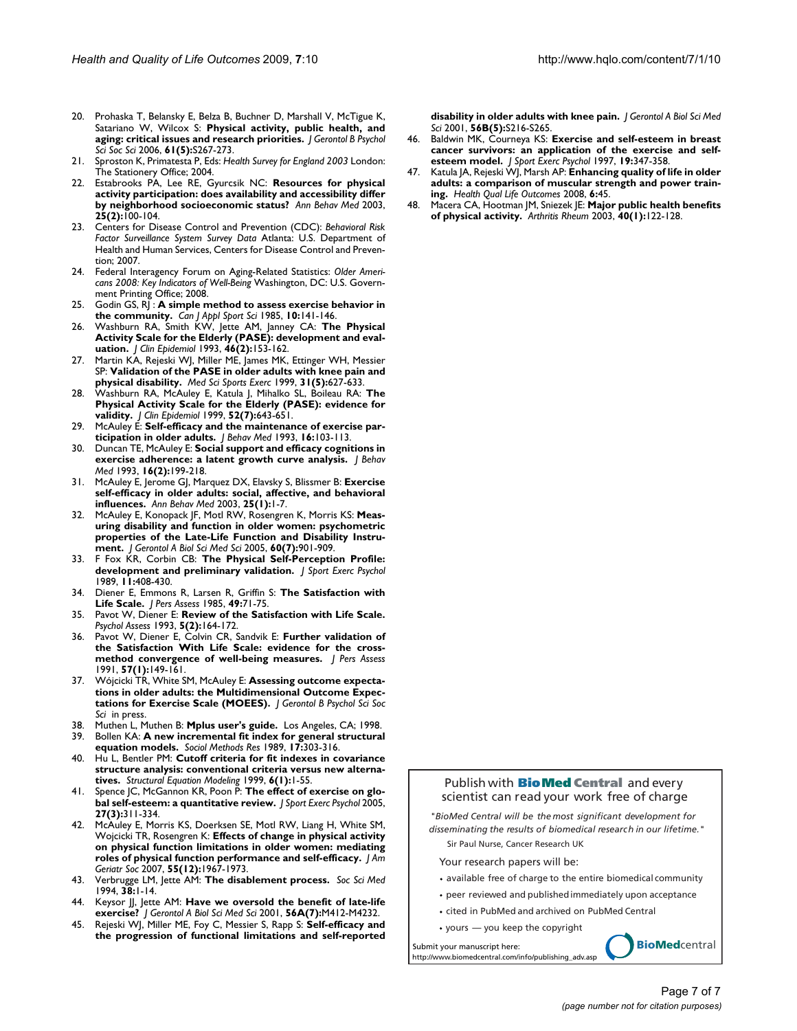20. Prohaska T, Belansky E, Belza B, Buchner D, Marshall V, McTigue K, Satariano W, Wilcox S: **Physical activity, public health, and aging: critical issues and research priorities.** *J Gerontol B Psychol Sci Soc Sci* 2006, **61(5):**S267-273.
21. Sproston K, Primatesta P, Eds: *Health Survey for England 2003* London: The Stationery Office; 2004.
22. Estabrooks PA, Lee RE, Gyurcsik NC: **Resources for physical activity participation: does availability and accessibility differ by neighborhood socioeconomic status?** *Ann Behav Med* 2003, **25(2):**100-104.
23. Centers for Disease Control and Prevention (CDC): *Behavioral Risk Factor Surveillance System Survey Data* Atlanta: U.S. Department of Health and Human Services, Centers for Disease Control and Prevention; 2007.
24. Federal Interagency Forum on Aging-Related Statistics: *Older Americans 2008: Key Indicators of Well-Being* Washington, DC: U.S. Government Printing Office; 2008.
25. Godin GS, RJ : **A simple method to assess exercise behavior in the community.** *Can J Appl Sport Sci* 1985, **10:**141-146.
26. Washburn RA, Smith KW, Jette AM, Janney CA: **The Physical Activity Scale for the Elderly (PASE): development and evaluation.** *J Clin Epidemiol* 1993, **46(2):**153-162.
27. Martin KA, Rejeski WJ, Miller ME, James MK, Ettinger WH, Messier SP: **Validation of the PASE in older adults with knee pain and physical disability.** *Med Sci Sports Exerc* 1999, **31(5):**627-633.
28. Washburn RA, McAuley E, Katula J, Mihalko SL, Boileau RA: **The Physical Activity Scale for the Elderly (PASE): evidence for validity.** *J Clin Epidemiol* 1999, **52(7):**643-651.
29. McAuley E: **Self-efficacy and the maintenance of exercise participation in older adults.** *J Behav Med* 1993, **16:**103-113.
30. Duncan TE, McAuley E: **Social support and efficacy cognitions in exercise adherence: a latent growth curve analysis.** *J Behav Med* 1993, **16(2):**199-218.
31. McAuley E, Jerome GJ, Marquez DX, Elavsky S, Blissmer B: **Exercise self-efficacy in older adults: social, affective, and behavioral influences.** *Ann Behav Med* 2003, **25(1):**1-7.
32. McAuley E, Konopack JF, Motl RW, Rosengren K, Morris KS: **Measuring disability and function in older women: psychometric properties of the Late-Life Function and Disability Instrument.** *J Gerontol A Biol Sci Med Sci* 2005, **60(7):**901-909.
33. F Fox KR, Corbin CB: **The Physical Self-Perception Profile: development and preliminary validation.** *J Sport Exerc Psychol* 1989, **11:**408-430.
34. Diener E, Emmons R, Larsen R, Griffin S: **The Satisfaction with Life Scale.** *J Pers Assess* 1985, **49:**71-75.
35. Pavot W, Diener E: **Review of the Satisfaction with Life Scale.** *Psychol Assess* 1993, **5(2):**164-172.
36. Pavot W, Diener E, Colvin CR, Sandvik E: **Further validation of the Satisfaction With Life Scale: evidence for the cross-method convergence of well-being measures.** *J Pers Assess* 1991, **57(1):**149-161.
37. Wójcicki TR, White SM, McAuley E: **Assessing outcome expectations in older adults: the Multidimensional Outcome Expectations for Exercise Scale (MOEES).** *J Gerontol B Psychol Sci Soc Sci* in press.
38. Muthen L, Muthen B: **Mplus user's guide.** Los Angeles, CA; 1998.
39. Bollen KA: **A new incremental fit index for general structural equation models.** *Sociol Methods Res* 1989, **17:**303-316.
40. Hu L, Bentler PM: **Cutoff criteria for fit indexes in covariance structure analysis: conventional criteria versus new alternatives.** *Structural Equation Modeling* 1999, **6(1):**1-55.
41. Spence JC, McGannon KR, Poon P: **The effect of exercise on global self-esteem: a quantitative review.** *J Sport Exerc Psychol* 2005, **27(3):**311-334.
42. McAuley E, Morris KS, Doerksen SE, Motl RW, Liang H, White SM, Wojcicki TR, Rosengren K: **Effects of change in physical activity on physical function limitations in older women: mediating roles of physical function performance and self-efficacy.** *J Am Geriatr Soc* 2007, **55(12):**1967-1973.
43. Verbrugge LM, Jette AM: **The disablement process.** *Soc Sci Med* 1994, **38:**1-14.
44. Keysor JJ, Jette AM: **Have we oversold the benefit of late-life exercise?** *J Gerontol A Biol Sci Med Sci* 2001, **56A(7):**M412-M4232.
45. Rejeski WJ, Miller ME, Foy C, Messier S, Rapp S: **Self-efficacy and the progression of functional limitations and self-reported disability in older adults with knee pain.** *J Gerontol A Biol Sci Med Sci* 2001, **56B(5):**S216-S265.
46. Baldwin MK, Courneya KS: **Exercise and self-esteem in breast cancer survivors: an application of the exercise and self-esteem model.** *J Sport Exerc Psychol* 1997, **19:**347-358.
47. Katula JA, Rejeski WJ, Marsh AP: **Enhancing quality of life in older adults: a comparison of muscular strength and power training.** *Health Qual Life Outcomes* 2008, **6:**45.
48. Macera CA, Hootman JM, Sniezek JE: **Major public health benefits of physical activity.** *Arthritis Rheum* 2003, **40(1):**122-128.

Publish with **BioMed Central** and every scientist can read your work free of charge

*"BioMed Central will be the most significant development for disseminating the results of biomedical research in our lifetime."*

Sir Paul Nurse, Cancer Research UK

Your research papers will be:

- available free of charge to the entire biomedical community
- peer reviewed and published immediately upon acceptance
- cited in PubMed and archived on PubMed Central
- yours — you keep the copyright

Submit your manuscript here:
http://www.biomedcentral.com/info/publishing_adv.asp

BioMedcentral